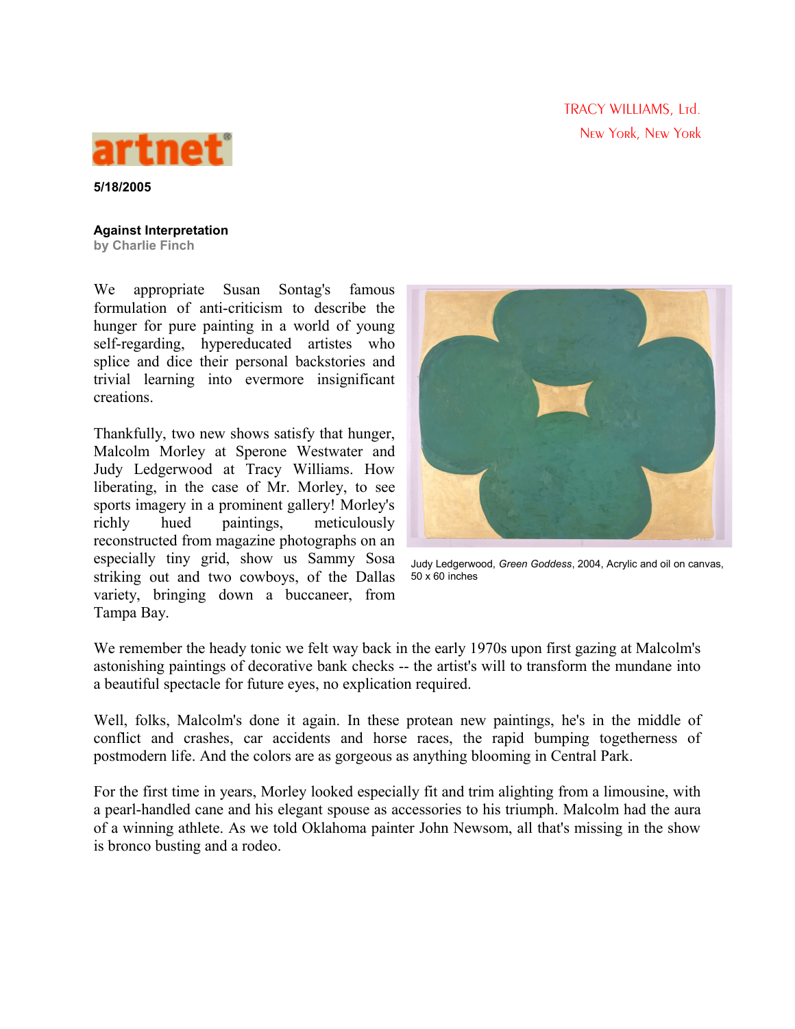TRACY WILLIAMS, Ltd.
New York, New York

artnet

**5/18/2005**

**Against Interpretation**
**by Charlie Finch**

We appropriate Susan Sontag's famous formulation of anti-criticism to describe the hunger for pure painting in a world of young self-regarding, hypereducated artistes who splice and dice their personal backstories and trivial learning into evermore insignificant creations.

Thankfully, two new shows satisfy that hunger, Malcolm Morley at Sperone Westwater and Judy Ledgerwood at Tracy Williams. How liberating, in the case of Mr. Morley, to see sports imagery in a prominent gallery! Morley's richly hued paintings, meticulously reconstructed from magazine photographs on an especially tiny grid, show us Sammy Sosa striking out and two cowboys, of the Dallas variety, bringing down a buccaneer, from Tampa Bay.

Judy Ledgerwood, *Green Goddess*, 2004, Acrylic and oil on canvas, 50 x 60 inches

We remember the heady tonic we felt way back in the early 1970s upon first gazing at Malcolm's astonishing paintings of decorative bank checks -- the artist's will to transform the mundane into a beautiful spectacle for future eyes, no explication required.

Well, folks, Malcolm's done it again. In these protean new paintings, he's in the middle of conflict and crashes, car accidents and horse races, the rapid bumping togetherness of postmodern life. And the colors are as gorgeous as anything blooming in Central Park.

For the first time in years, Morley looked especially fit and trim alighting from a limousine, with a pearl-handled cane and his elegant spouse as accessories to his triumph. Malcolm had the aura of a winning athlete. As we told Oklahoma painter John Newsom, all that's missing in the show is bronco busting and a rodeo.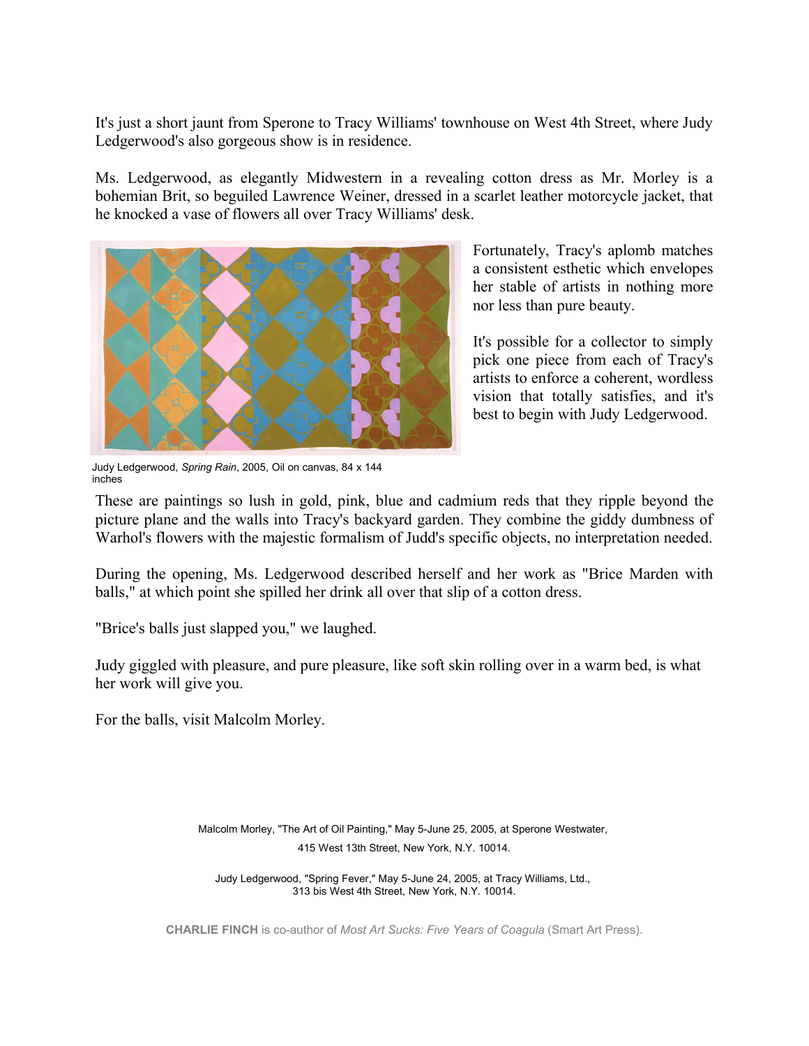It's just a short jaunt from Sperone to Tracy Williams' townhouse on West 4th Street, where Judy Ledgerwood's also gorgeous show is in residence.

Ms. Ledgerwood, as elegantly Midwestern in a revealing cotton dress as Mr. Morley is a bohemian Brit, so beguiled Lawrence Weiner, dressed in a scarlet leather motorcycle jacket, that he knocked a vase of flowers all over Tracy Williams' desk.

Fortunately, Tracy's aplomb matches a consistent esthetic which envelopes her stable of artists in nothing more nor less than pure beauty.

It's possible for a collector to simply pick one piece from each of Tracy's artists to enforce a coherent, wordless vision that totally satisfies, and it's best to begin with Judy Ledgerwood.

Judy Ledgerwood, *Spring Rain*, 2005, Oil on canvas, 84 x 144 inches

These are paintings so lush in gold, pink, blue and cadmium reds that they ripple beyond the picture plane and the walls into Tracy's backyard garden. They combine the giddy dumbness of Warhol's flowers with the majestic formalism of Judd's specific objects, no interpretation needed.

During the opening, Ms. Ledgerwood described herself and her work as "Brice Marden with balls," at which point she spilled her drink all over that slip of a cotton dress.

"Brice's balls just slapped you," we laughed.

Judy giggled with pleasure, and pure pleasure, like soft skin rolling over in a warm bed, is what her work will give you.

For the balls, visit Malcolm Morley.

Malcolm Morley, "The Art of Oil Painting," May 5-June 25, 2005, at Sperone Westwater, 415 West 13th Street, New York, N.Y. 10014.

Judy Ledgerwood, "Spring Fever," May 5-June 24, 2005, at Tracy Williams, Ltd., 313 bis West 4th Street, New York, N.Y. 10014.

**CHARLIE FINCH** is co-author of *Most Art Sucks: Five Years of Coagula* (Smart Art Press).